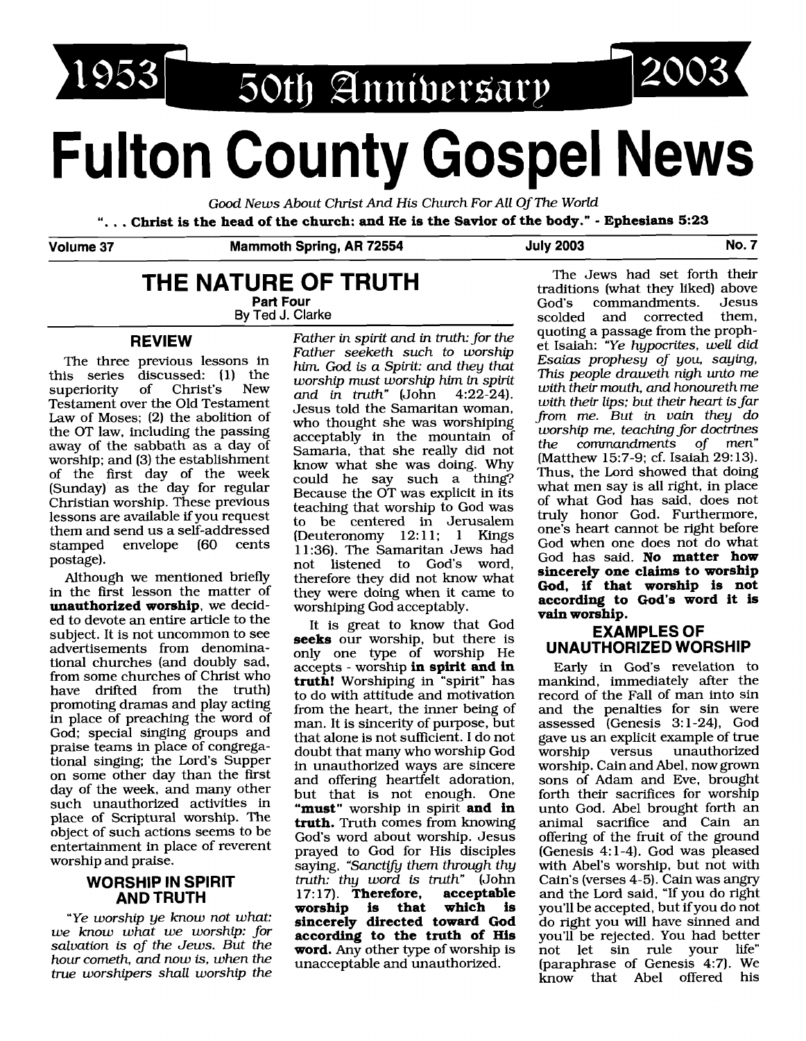1953 50th Anniversary 2003

# Fulton County Gospel News

*Good News About Christ And His Church For All Of The World*

**". . . Christ is the head of the church: and He is the Savior of the body." - Ephesians 5:23**

Volume 37 | Mammoth Spring, AR 72554 | July 2003 | No. 7

## THE NATURE OF TRUTH

**Part Four**

By Ted J. Clarke

### REVIEW

The three previous lessons in this series discussed: (1) the superiority of Christ's New Testament over the Old Testament Law of Moses; (2) the abolition of the OT law, including the passing away of the sabbath as a day of worship; and (3) the establishment of the first day of the week (Sunday) as the day for regular Christian worship. These previous lessons are available if you request them and send us a self-addressed stamped envelope (60 cents postage).

Although we mentioned briefly in the first lesson the matter of **unauthorized worship**, we decided to devote an entire article to the subject. It is not uncommon to see advertisements from denominational churches (and doubly sad, from some churches of Christ who have drifted from the truth) promoting dramas and play acting in place of preaching the word of God; special singing groups and praise teams in place of congregational singing; the Lord's Supper on some other day than the first day of the week, and many other such unauthorized activities in place of Scriptural worship. The object of such actions seems to be entertainment in place of reverent worship and praise.

### WORSHIP IN SPIRIT AND TRUTH

*"Ye worship ye know not what: we know what we worship: for salvation is of the Jews. But the hour cometh, and now is, when the true worshipers shall worship the Father in spirit and in truth: for the Father seeketh such to worship him. God is a Spirit: and they that worship must worship him in spirit and in truth"* (John 4:22-24). Jesus told the Samaritan woman, who thought she was worshiping acceptably in the mountain of Samaria, that she really did not know what she was doing. Why could he say such a thing? Because the OT was explicit in its teaching that worship to God was to be centered in Jerusalem (Deuteronomy 12:11; 1 Kings 11:36). The Samaritan Jews had not listened to God's word, therefore they did not know what they were doing when it came to worshiping God acceptably.

It is great to know that God **seeks** our worship, but there is only one type of worship He accepts - worship **in spirit and in truth!** Worshiping in "spirit" has to do with attitude and motivation from the heart, the inner being of man. It is sincerity of purpose, but that alone is not sufficient. I do not doubt that many who worship God in unauthorized ways are sincere and offering heartfelt adoration, but that is not enough. One **"must"** worship in spirit **and in truth.** Truth comes from knowing God's word about worship. Jesus prayed to God for His disciples saying, *"Sanctify them through thy truth: thy word is truth"* (John 17:17). **Therefore, acceptable worship is that which is sincerely directed toward God according to the truth of His word.** Any other type of worship is unacceptable and unauthorized.

The Jews had set forth their traditions (what they liked) above God's commandments. Jesus scolded and corrected them, quoting a passage from the prophet Isaiah: *"Ye hypocrites, well did Esaias prophesy of you, saying, This people draweth nigh unto me with their mouth, and honoureth me with their lips; but their heart is far from me. But in vain they do worship me, teaching for doctrines the commandments of men"* (Matthew 15:7-9; cf. Isaiah 29:13). Thus, the Lord showed that doing what men say is all right, in place of what God has said, does not truly honor God. Furthermore, one's heart cannot be right before God when one does not do what God has said. **No matter how sincerely one claims to worship God, if that worship is not according to God's word it is vain worship.**

### EXAMPLES OF UNAUTHORIZED WORSHIP

Early in God's revelation to mankind, immediately after the record of the Fall of man into sin and the penalties for sin were assessed (Genesis 3:1-24), God gave us an explicit example of true worship versus unauthorized worship. Cain and Abel, now grown sons of Adam and Eve, brought forth their sacrifices for worship unto God. Abel brought forth an animal sacrifice and Cain an offering of the fruit of the ground (Genesis 4:1-4). God was pleased with Abel's worship, but not with Cain's (verses 4-5). Cain was angry and the Lord said, "If you do right you'll be accepted, but if you do not do right you will have sinned and you'll be rejected. You had better not let sin rule your life" (paraphrase of Genesis 4:7). We know that Abel offered his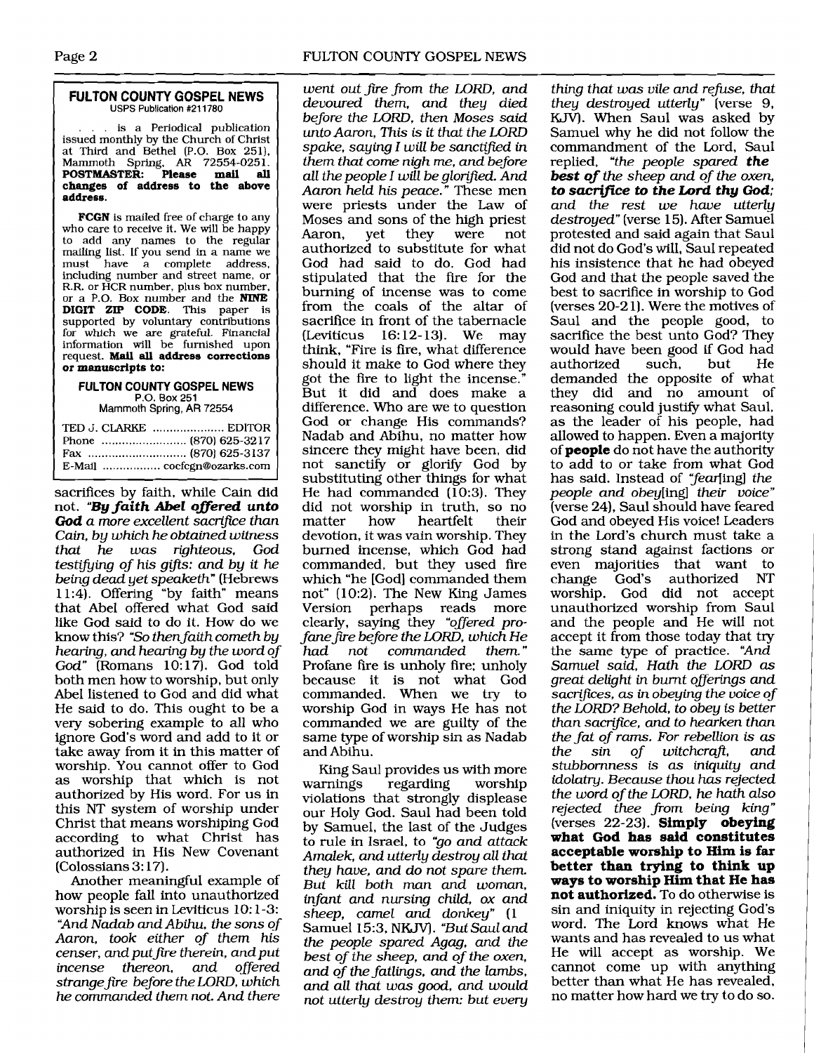**FULTON COUNTY GOSPEL NEWS**
USPS Publication #211780

. . . is a Periodical publication issued monthly by the Church of Christ at Third and Bethel (P.O. Box 251), Mammoth Spring, AR 72554-0251. **POSTMASTER: Please mail all changes of address to the above address.**

**FCGN** is mailed free of charge to any who care to receive it. We will be happy to add any names to the regular mailing list. If you send in a name we must have a complete address, including number and street name, or R.R. or HCR number, plus box number, or a P.O. Box number and the **NINE DIGIT ZIP CODE**. This paper is supported by voluntary contributions for which we are grateful. Financial information will be furnished upon request. **Mail all address corrections or manuscripts to:**

**FULTON COUNTY GOSPEL NEWS**
P.O. Box 251
Mammoth Spring, AR 72554

TED J. CLARKE .................... EDITOR
Phone ......................... (870) 625-3217
Fax ............................ (870) 625-3137
E-Mail ................. cocfcgn@ozarks.com

sacrifices by faith, while Cain did not. ***"By faith Abel offered unto God** a more excellent sacrifice than Cain, by which he obtained witness that he was righteous, God testifying of his gifts: and by it he being dead yet speaketh"* (Hebrews 11:4). Offering "by faith" means that Abel offered what God said like God said to do it. How do we know this? *"So then faith cometh by hearing, and hearing by the word of God"* (Romans 10:17). God told both men how to worship, but only Abel listened to God and did what He said to do. This ought to be a very sobering example to all who ignore God's word and add to it or take away from it in this matter of worship. You cannot offer to God as worship that which is not authorized by His word. For us in this NT system of worship under Christ that means worshiping God according to what Christ has authorized in His New Covenant (Colossians 3:17).

Another meaningful example of how people fall into unauthorized worship is seen in Leviticus 10:1-3: *"And Nadab and Abihu, the sons of Aaron, took either of them his censer, and put fire therein, and put incense thereon, and offered strange fire before the LORD, which he commanded them not. And there went out fire from the LORD, and devoured them, and they died before the LORD, then Moses said unto Aaron, This is it that the LORD spake, saying I will be sanctified in them that come nigh me, and before all the people I will be glorified. And Aaron held his peace."* These men were priests under the Law of Moses and sons of the high priest Aaron, yet they were not authorized to substitute for what God had said to do. God had stipulated that the fire for the burning of incense was to come from the coals of the altar of sacrifice in front of the tabernacle (Leviticus 16:12-13). We may think, "Fire is fire, what difference should it make to God where they got the fire to light the incense." But it did and does make a difference. Who are we to question God or change His commands? Nadab and Abihu, no matter how sincere they might have been, did not sanctify or glorify God by substituting other things for what He had commanded (10:3). They did not worship in truth, so no matter how heartfelt their devotion, it was vain worship. They burned incense, which God had commanded, but they used fire which "he [God] commanded them not" (10:2). The New King James Version perhaps reads more clearly, saying they *"offered profane fire before the LORD, which He had not commanded them."* Profane fire is unholy fire; unholy because it is not what God commanded. When we try to worship God in ways He has not commanded we are guilty of the same type of worship sin as Nadab and Abihu.

King Saul provides us with more warnings regarding worship violations that strongly displease our Holy God. Saul had been told by Samuel, the last of the Judges to rule in Israel, to *"go and attack Amalek, and utterly destroy all that they have, and do not spare them. But kill both man and woman, infant and nursing child, ox and sheep, camel and donkey"* (1 Samuel 15:3, NKJV). *"But Saul and the people spared Agag, and the best of the sheep, and of the oxen, and of the fatlings, and the lambs, and all that was good, and would not utterly destroy them: but every thing that was vile and refuse, that they destroyed utterly"* (verse 9, KJV). When Saul was asked by Samuel why he did not follow the commandment of the Lord, Saul replied, *"the people spared **the best of** the sheep and of the oxen, **to sacrifice to the Lord thy God**; and the rest we have utterly destroyed"* (verse 15). After Samuel protested and said again that Saul did not do God's will, Saul repeated his insistence that he had obeyed God and that the people saved the best to sacrifice in worship to God (verses 20-21). Were the motives of Saul and the people good, to sacrifice the best unto God? They would have been good if God had authorized such, but He demanded the opposite of what they did and no amount of reasoning could justify what Saul, as the leader of his people, had allowed to happen. Even a majority of **people** do not have the authority to add to or take from what God has said. Instead of *"fear[ing] the people and obey[ing] their voice"* (verse 24), Saul should have feared God and obeyed His voice! Leaders in the Lord's church must take a strong stand against factions or even majorities that want to change God's authorized NT worship. God did not accept unauthorized worship from Saul and the people and He will not accept it from those today that try the same type of practice. *"And Samuel said, Hath the LORD as great delight in burnt offerings and sacrifices, as in obeying the voice of the LORD? Behold, to obey is better than sacrifice, and to hearken than the fat of rams. For rebellion is as the sin of witchcraft, and stubbornness is as iniquity and idolatry. Because thou has rejected the word of the LORD, he hath also rejected thee from being king"* (verses 22-23). **Simply obeying what God has said constitutes acceptable worship to Him is far better than trying to think up ways to worship Him that He has not authorized.** To do otherwise is sin and iniquity in rejecting God's word. The Lord knows what He wants and has revealed to us what He will accept as worship. We cannot come up with anything better than what He has revealed, no matter how hard we try to do so.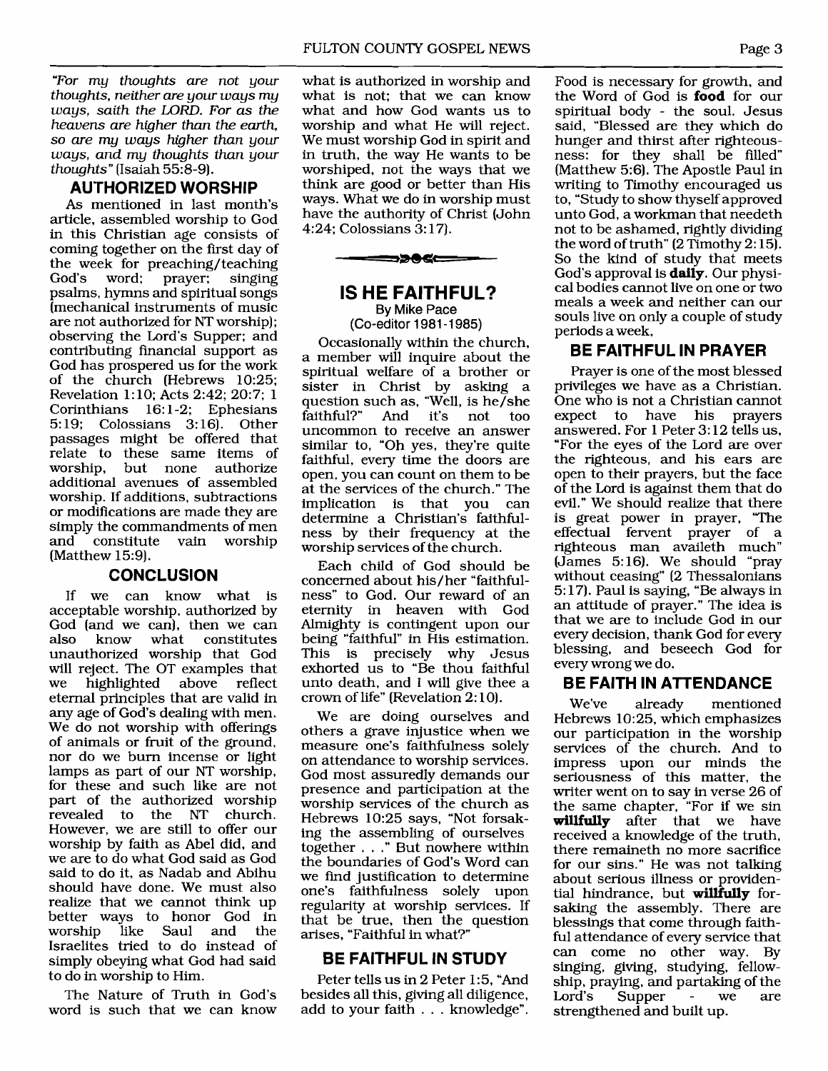*"For my thoughts are not your thoughts, neither are your ways my ways, saith the LORD. For as the heavens are higher than the earth, so are my ways higher than your ways, and my thoughts than your thoughts"* (Isaiah 55:8-9).

## AUTHORIZED WORSHIP

As mentioned in last month's article, assembled worship to God in this Christian age consists of coming together on the first day of the week for preaching/teaching God's word; prayer; singing psalms, hymns and spiritual songs (mechanical instruments of music are not authorized for NT worship); observing the Lord's Supper; and contributing financial support as God has prospered us for the work of the church (Hebrews 10:25; Revelation 1:10; Acts 2:42; 20:7; 1 Corinthians 16:1-2; Ephesians 5:19; Colossians 3:16). Other passages might be offered that relate to these same items of worship, but none authorize additional avenues of assembled worship. If additions, subtractions or modifications are made they are simply the commandments of men and constitute vain worship (Matthew 15:9).

## CONCLUSION

If we can know what is acceptable worship, authorized by God (and we can), then we can also know what constitutes unauthorized worship that God will reject. The OT examples that we highlighted above reflect eternal principles that are valid in any age of God's dealing with men. We do not worship with offerings of animals or fruit of the ground, nor do we burn incense or light lamps as part of our NT worship, for these and such like are not part of the authorized worship revealed to the NT church. However, we are still to offer our worship by faith as Abel did, and we are to do what God said as God said to do it, as Nadab and Abihu should have done. We must also realize that we cannot think up better ways to honor God in worship like Saul and the Israelites tried to do instead of simply obeying what God had said to do in worship to Him.

The Nature of Truth in God's word is such that we can know what is authorized in worship and what is not; that we can know what and how God wants us to worship and what He will reject. We must worship God in spirit and in truth, the way He wants to be worshiped, not the ways that we think are good or better than His ways. What we do in worship must have the authority of Christ (John 4:24; Colossians 3:17).

# IS HE FAITHFUL?

By Mike Pace
(Co-editor 1981-1985)

Occasionally within the church, a member will inquire about the spiritual welfare of a brother or sister in Christ by asking a question such as, "Well, is he/she faithful?" And it's not too uncommon to receive an answer similar to, "Oh yes, they're quite faithful, every time the doors are open, you can count on them to be at the services of the church." The implication is that you can determine a Christian's faithfulness by their frequency at the worship services of the church.

Each child of God should be concerned about his/her "faithfulness" to God. Our reward of an eternity in heaven with God Almighty is contingent upon our being "faithful" in His estimation. This is precisely why Jesus exhorted us to "Be thou faithful unto death, and I will give thee a crown of life" (Revelation 2:10).

We are doing ourselves and others a grave injustice when we measure one's faithfulness solely on attendance to worship services. God most assuredly demands our presence and participation at the worship services of the church as Hebrews 10:25 says, "Not forsaking the assembling of ourselves together . . ." But nowhere within the boundaries of God's Word can we find justification to determine one's faithfulness solely upon regularity at worship services. If that be true, then the question arises, "Faithful in what?"

## BE FAITHFUL IN STUDY

Peter tells us in 2 Peter 1:5, "And besides all this, giving all diligence, add to your faith . . . knowledge". Food is necessary for growth, and the Word of God is **food** for our spiritual body - the soul. Jesus said, "Blessed are they which do hunger and thirst after righteousness: for they shall be filled" (Matthew 5:6). The Apostle Paul in writing to Timothy encouraged us to, "Study to show thyself approved unto God, a workman that needeth not to be ashamed, rightly dividing the word of truth" (2 Timothy 2:15). So the kind of study that meets God's approval is **daily**. Our physical bodies cannot live on one or two meals a week and neither can our souls live on only a couple of study periods a week.

## BE FAITHFUL IN PRAYER

Prayer is one of the most blessed privileges we have as a Christian. One who is not a Christian cannot expect to have his prayers answered. For 1 Peter 3:12 tells us, "For the eyes of the Lord are over the righteous, and his ears are open to their prayers, but the face of the Lord is against them that do evil." We should realize that there is great power in prayer, "The effectual fervent prayer of a righteous man availeth much" (James 5:16). We should "pray without ceasing" (2 Thessalonians 5:17). Paul is saying, "Be always in an attitude of prayer." The idea is that we are to include God in our every decision, thank God for every blessing, and beseech God for every wrong we do.

## BE FAITH IN ATTENDANCE

We've already mentioned Hebrews 10:25, which emphasizes our participation in the worship services of the church. And to impress upon our minds the seriousness of this matter, the writer went on to say in verse 26 of the same chapter, "For if we sin **willfully** after that we have received a knowledge of the truth, there remaineth no more sacrifice for our sins." He was not talking about serious illness or providential hindrance, but **willfully** forsaking the assembly. There are blessings that come through faithful attendance of every service that can come no other way. By singing, giving, studying, fellowship, praying, and partaking of the Lord's Supper - we are strengthened and built up.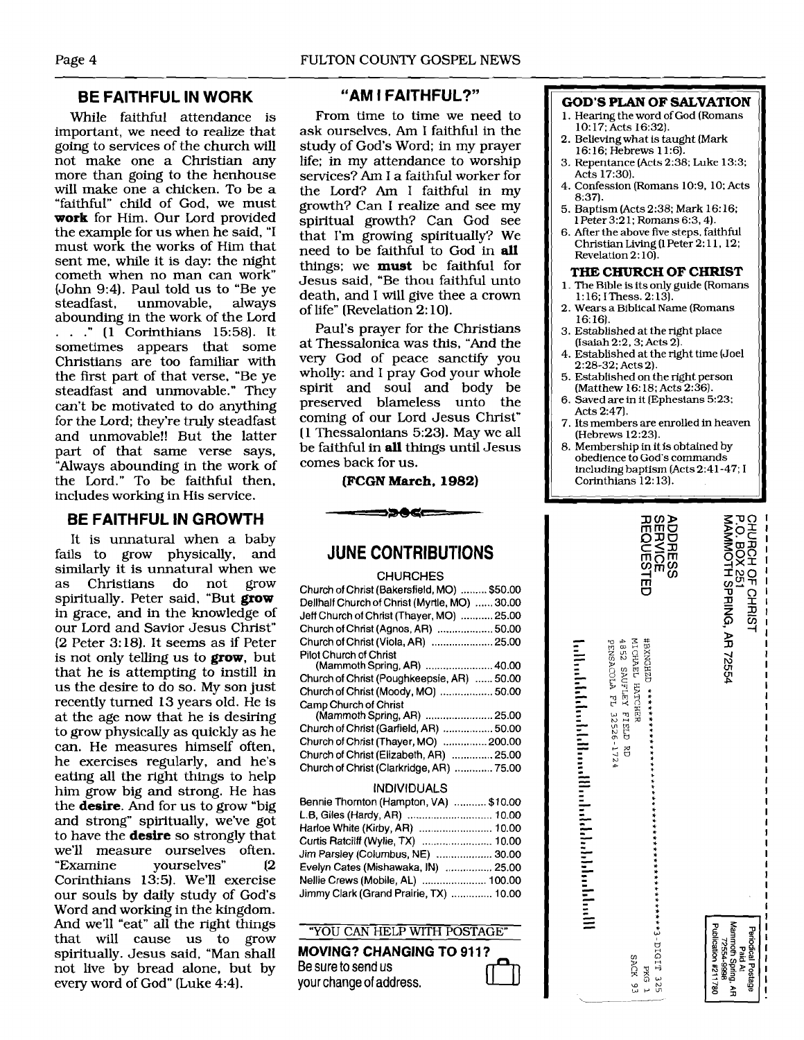## BE FAITHFUL IN WORK

While faithful attendance is important, we need to realize that going to services of the church will not make one a Christian any more than going to the henhouse will make one a chicken. To be a "faithful" child of God, we must **work** for Him. Our Lord provided the example for us when he said, "I must work the works of Him that sent me, while it is day: the night cometh when no man can work" (John 9:4). Paul told us to "Be ye steadfast, unmovable, always abounding in the work of the Lord . . ." (1 Corinthians 15:58). It sometimes appears that some Christians are too familiar with the first part of that verse, "Be ye steadfast and unmovable." They can't be motivated to do anything for the Lord; they're truly steadfast and unmovable!! But the latter part of that same verse says, "Always abounding in the work of the Lord." To be faithful then, includes working in His service.

## BE FAITHFUL IN GROWTH

It is unnatural when a baby fails to grow physically, and similarly it is unnatural when we as Christians do not grow spiritually. Peter said, "But **grow** in grace, and in the knowledge of our Lord and Savior Jesus Christ" (2 Peter 3:18). It seems as if Peter is not only telling us to **grow**, but that he is attempting to instill in us the desire to do so. My son just recently turned 13 years old. He is at the age now that he is desiring to grow physically as quickly as he can. He measures himself often, he exercises regularly, and he's eating all the right things to help him grow big and strong. He has the **desire**. And for us to grow "big and strong" spiritually, we've got to have the **desire** so strongly that we'll measure ourselves often. "Examine yourselves" (2 Corinthians 13:5). We'll exercise our souls by daily study of God's Word and working in the kingdom. And we'll "eat" all the right things that will cause us to grow spiritually. Jesus said, "Man shall not live by bread alone, but by every word of God" (Luke 4:4).

## "AM I FAITHFUL?"

From time to time we need to ask ourselves, Am I faithful in the study of God's Word; in my prayer life; in my attendance to worship services? Am I a faithful worker for the Lord? Am I faithful in my growth? Can I realize and see my spiritual growth? Can God see that I'm growing spiritually? We need to be faithful to God in **all** things; we **must** be faithful for Jesus said, "Be thou faithful unto death, and I will give thee a crown of life" (Revelation 2:10).

Paul's prayer for the Christians at Thessalonica was this, "And the very God of peace sanctify you wholly: and I pray God your whole spirit and soul and body be preserved blameless unto the coming of our Lord Jesus Christ" (1 Thessalonians 5:23). May we all be faithful in **all** things until Jesus comes back for us.

**(FCGN March, 1982)**

## JUNE CONTRIBUTIONS

### CHURCHES

Church of Christ (Bakersfield, MO) ......... $50.00
Dellhalf Church of Christ (Myrtle, MO) ...... 30.00
Jeff Church of Christ (Thayer, MO) ........... 25.00
Church of Christ (Agnos, AR) ................... 50.00
Church of Christ (Viola, AR) ..................... 25.00
Pilot Church of Christ (Mammoth Spring, AR) ....................... 40.00
Church of Christ (Poughkeepsie, AR) ...... 50.00
Church of Christ (Moody, MO) .................. 50.00
Camp Church of Christ (Mammoth Spring, AR) ....................... 25.00
Church of Christ (Garfield, AR) ................. 50.00
Church of Christ (Thayer, MO) ............... 200.00
Church of Christ (Elizabeth, AR) .............. 25.00
Church of Christ (Clarkridge, AR) ............. 75.00

### INDIVIDUALS

Bennie Thornton (Hampton, VA) ........... $10.00
L.B. Giles (Hardy, AR) ............................. 10.00
Harloe White (Kirby, AR) ......................... 10.00
Curtis Ratcliff (Wylie, TX) ........................ 10.00
Jim Parsley (Columbus, NE) ................... 30.00
Evelyn Cates (Mishawaka, IN) ................ 25.00
Nellie Crews (Mobile, AL) ...................... 100.00
Jimmy Clark (Grand Prairie, TX) .............. 10.00

"YOU CAN HELP WITH POSTAGE"

**MOVING? CHANGING TO 911?**
Be sure to send us your change of address.

### GOD'S PLAN OF SALVATION

1. Hearing the word of God (Romans 10:17; Acts 16:32).
2. Believing what is taught (Mark 16:16; Hebrews 11:6).
3. Repentance (Acts 2:38; Luke 13:3; Acts 17:30).
4. Confession (Romans 10:9, 10; Acts 8:37).
5. Baptism (Acts 2:38; Mark 16:16; 1 Peter 3:21; Romans 6:3, 4).
6. After the above five steps, faithful Christian Living (I Peter 2:11, 12; Revelation 2:10).

### THE CHURCH OF CHRIST

1. The Bible is its only guide (Romans 1:16; I Thess. 2:13).
2. Wears a Biblical Name (Romans 16:16).
3. Established at the right place (Isaiah 2:2, 3; Acts 2).
4. Established at the right time (Joel 2:28-32; Acts 2).
5. Established on the right person (Matthew 16:18; Acts 2:36).
6. Saved are in it (Ephesians 5:23; Acts 2:47).
7. Its members are enrolled in heaven (Hebrews 12:23).
8. Membership in it is obtained by obedience to God's commands including baptism (Acts 2:41-47; I Corinthians 12:13).

CHURCH OF CHRIST
P.O. BOX 251
MAMMOTH SPRING, AR 72554

ADDRESS SERVICE REQUESTED

Periodical Postage Paid At Mammoth Spring, AR 72554-9998 Publication #211780

#BXNGHZD ********************************3-DIGIT 325
MICHAEL HATCHER
4852 SAUFLEY FIELD RD
PENSACOLA FL 32526-1724
PKG 1
SACK 93